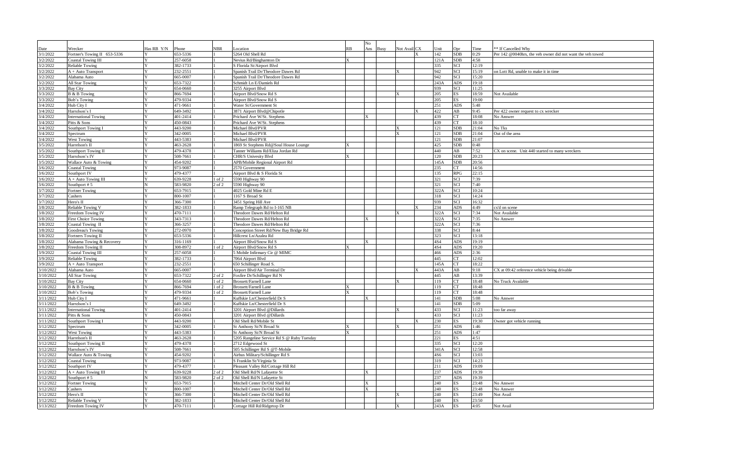| Date | Wrecker | Has RB Y/N | Phone | NBR | Location | RB | No Ans | Busy | Not Avail | CX | Unit | Opr | Time | ** If Cancelled Why |
|---|---|---|---|---|---|---|---|---|---|---|---|---|---|---|
| 3/1/2022 | Fortner's Towing II 653-5336 | Y | 653-5336 | 1 | 5264 Old Shell Rd | | | | | X | 142 | SDB | 0:29 | Per 142 @0040hrs, the veh owner did not want the veh towed |
| 3/2/2022 | Coastal Towing III | Y | 257-6058 | 1 | Nevius Rd/Binghamton Dr | X | | | | | 121A | SDB | 4:58 | |
| 3/2/2022 | Reliable Towing | Y | 382-1733 | 1 | S Florida St/Airport Blvd | | | | | | 335 | SCI | 12:19 | |
| 3/2/2022 | A + Auto Transport | Y | 232-2551 | 1 | Spanish Trail Dr/Theodore Dawes Rd | | | | X | | 942 | SCI | 15:19 | on Lott Rd, unable to make it in time |
| 3/2/2022 | Alabama Auto | Y | 665-0007 | 1 | Spanish Trail Dr/Theodore Dawes Rd | | | | | | 942 | SCI | 15:20 | |
| 3/2/2022 | All Star Towing | Y | 653-7322 | 1 | Schmidt Ln E/Damiels Rd | | | | | | 243A | ADS | 19:18 | |
| 3/3/2022 | Bay City | Y | 654-0660 | 1 | 3255 Airport Blvd | | | | | | 939 | SCI | 11:25 | |
| 3/3/2022 | B & B Towing | Y | 866-7694 | 1 | Airport Blvd/Snow Rd S | | | | X | | 205 | ES | 18:59 | Not Available |
| 3/3/2022 | Bob's Towing | Y | 479-9334 | 1 | Airport Blvd/Snow Rd S | | | | | | 205 | ES | 19:00 | |
| 3/4/2022 | Hub City I | Y | 471-9661 | 1 | Water St/Government St | | | | | | 251 | ADS | 5:48 | |
| 3/4/2022 | Harrelson's I | Y | 649-3492 | 1 | 3871 Airport Blvd@Chipotle | | | | | X | 422 | AB | 9:45 | Per 422 owner request to cx wrecker |
| 3/4/2022 | International Towing | Y | 401-2414 | 1 | Prichard Ave W/St. Stephens | | X | | | | 439 | CT | 18:08 | No Answer |
| 3/4/2022 | Pitts & Sons | Y | 450-0843 | 1 | Prichard Ave W/St. Stephens | | | | | | 439 | CT | 18:10 | |
| 3/4/2022 | Southport Towing I | Y | 443-9200 | 1 | Michael Blvd/PVR | | | | X | | 121 | SDB | 21:04 | No Tks |
| 3/4/2022 | Spectrum | Y | 342-0005 | 1 | Michael Blvd/PVR | | | | X | | 121 | SDB | 21:04 | Out of the area |
| 3/4/2022 | West Towing | Y | 443-5383 | 1 | Michael Blvd/PVR | | | | | | 121 | SDB | 21:07 | |
| 3/5/2022 | Harrelson's II | Y | 463-2628 | 1 | 1869 St Stephens Rd@Soul House Lounge | X | | | | | 425 | SDB | 0:48 | |
| 3/5/2022 | Southport Towing II | Y | 479-4378 | 1 | Tanner Williams Rd/Eliza Jordan Rd | | | | | | 440 | AB | 7:52 | CX on scene. Unit 440 started to many wreckers |
| 3/5/2022 | Harrelson's IV | Y | 508-7661 | 1 | CHR/S Univesity Blvd | X | | | | | 120 | SDB | 20:23 | |
| 3/5/2022 | Wallace Auto & Towing | Y | 454-9202 | 1 | APB/Mobile Regional Airport Rd | | | | | | 145A | SDB | 20:56 | |
| 3/6/2022 | Coastal Towing | Y | 973-9087 | 1 | 2570 Government | | | | | | 235 | CT | 14:56 | |
| 3/6/2022 | Southport IV | Y | 479-4377 | 1 | Airport Blvd & S Florida St | | | | | | 135 | RPG | 22:15 | |
| 3/6/2022 | A + Auto Towing III | Y | 639-9228 | 1 of 2 | 5590 Highway 90 | | | | | | 321 | SCI | 7:39 | |
| 3/6/2022 | Southport # 5 | N | 583-9820 | 2 of 2 | 5590 Highway 90 | | | | | | 321 | SCI | 7:40 | |
| 3/7/2022 | Fortner Towing | Y | 653-7915 | 1 | 4025 Gold Mine Rd E | | | | | | 322A | SCI | 10:24 | |
| 3/7/2022 | Cashers | Y | 800-1007 | 1 | 1167 S Broad St | | | | | | 318 | SCI | 14:24 | |
| 3/7/2022 | Hero's II | Y | 366-7300 | 1 | 3451 Spring Hill Ave | | | | | | 939 | SCI | 16:32 | |
| 3/8/2022 | Reliable Towing V | Y | 382-1833 | 1 | Ramp Telegraph Rd to I-165 NB | | | | | X | 234 | ADS | 4:49 | cx'd on scene |
| 3/8/2022 | Freedom Towing IV | Y | 470-7111 | 1 | Theodore Dawes Rd/Helton Rd | | | | X | | 322A | SCI | 7:34 | Not Available |
| 3/8/2022 | First Choice Towing | Y | 343-7313 | 1 | Theodore Dawes Rd/Helton Rd | | X | | | | 322A | SCI | 7:35 | No Answer |
| 3/8/2022 | Coastal Towing II | Y | 366-3257 | 1 | Theodore Dawes Rd/Helton Rd | | | | | | 322A | SCI | 7:36 | |
| 3/8/2022 | Goodreau's Towing | Y | 272-0970 | 1 | Conception Street Rd/New Bay Bridge Rd | | | | | | 338 | SCI | 8:44 | |
| 3/8/2022 | Fortners Towing II | Y | 653-5336 | 1 | Hillcrest Ln/Azalea Rd | | | | | | 323 | SCI | 13:18 | |
| 3/8/2022 | Alabama Towing & Recovery | Y | 316-1169 | 1 | Airport Blvd/Snow Rd S | | X | | | | 4S4 | ADS | 19:19 | |
| 3/8/2022 | Freedom Towing II | Y | 308-8972 | 1 of 2 | Airport Blvd/Snow Rd S | X | | | | | 4S4 | ADS | 19:20 | |
| 3/9/2022 | Coastal Towing III | Y | 257-6058 | 1 | 5 Mobile Infirmary Cir @ MIMC | | | | | | 466 | ADS | 2:36 | |
| 3/9/2022 | Reliable Towing | Y | 382-1733 | 1 | 7064 Airport Blvd | | | | | | 445 | CT | 12:02 | |
| 3/9/2022 | A + Auto Transport | Y | 232-2551 | 1 | 650 Schillinger Road S. | | | | | | 145A | CT | 18:22 | |
| 3/10/2022 | Alabama Auto | Y | 665-0007 | 1 | Airport Blvd/Air Terminal Dr | | | | | X | 443A | AB | 9:18 | CX at 09:42 reference vehicle being drivable |
| 3/10/2022 | All Star Towing | Y | 653-7322 | 2 of 2 | Foxfire Dr/Schillinger Rd N | | | | | | 445 | AB | 13:39 | |
| 3/10/2022 | Bay City | Y | 654-0660 | 1 of 2 | Brossett/Farnell Lane | | | | X | | 119 | CT | 18:48 | No Truck Available |
| 3/10/2022 | B & B Towing | Y | 866-7694 | 1 of 2 | Brossett/Farnell Lane | X | | | | | 119 | CT | 18:48 | |
| 3/10/2022 | Bob's Towing | Y | 479-9334 | 1 of 2 | Brossett/Farnell Lane | X | | | | | 119 | CT | 18:48 | |
| 3/11/2022 | Hub City I | Y | 471-9661 | 1 | Kuffskie Ln/Chesterfield Dr S | | X | | | | 141 | SDB | 5:08 | No Answer |
| 3/11/2022 | Harrelson's I | Y | 649-3492 | 1 | Kuffskie Ln/Chesterfield Dr S | | | | | | 141 | SDB | 5:09 | |
| 3/11/2022 | International Towing | Y | 401-2414 | 1 | 3201 Airport Blvd @Dillards | | | | X | | 433 | SCI | 11:23 | too far away |
| 3/11/2022 | Pitts & Sons | Y | 450-0843 | | 3201 Airport Blvd @Dillards | | | | | | 433 | SCI | 11:23 | |
| 3/11/2022 | Southport Towing I | Y | 443-9200 | 1 | Old Shell Rd/Mobile St | | | | | X | 230 | ES | 19:30 | Owner got vehicle running |
| 3/12/2022 | Spectrum | Y | 342-0005 | 1 | St Anthony St/N Broad St | X | | | X | | 251 | ADS | 1:46 | |
| 3/12/2022 | West Towing | Y | 443-5383 | 1 | St Anthony St/N Broad St | X | | | | | 251 | ADS | 1:47 | |
| 3/12/2022 | Harrelson's II | Y | 463-2628 | 1 | 5205 Rangeline Service Rd S @ Ruby Tuesday | | | | | | 221 | ES | 4:51 | |
| 3/12/2022 | Southport Towing II | Y | 479-4378 | 1 | 2712 Edgewood St | | | | | | 335 | SCI | 12:20 | |
| 3/12/2022 | Harrelson's IV | Y | 508-7661 | 1 | 505 Schillinger Rd S @T-Mobile | | | | | | 341A | SCI | 12:58 | |
| 3/12/2022 | Wallace Auto & Towing | Y | 454-9202 | 1 | Airbus Military/Schillinger Rd S | | | | | | 4S6 | SCI | 13:03 | |
| 3/12/2022 | Coastal Towing | Y | 973-9087 | 1 | S Franklin St/Virginia St | | | | | | 319 | SCI | 14:23 | |
| 3/12/2022 | Southport IV | Y | 479-4377 | 1 | Pleasant Valley Rd/Cottage Hill Rd | | | | | | 211 | ADS | 19:09 | |
| 3/12/2022 | A + Auto Towing III | Y | 639-9228 | 2 of 2 | Old Shell Rd/N Lafayette St | | X | | | | 237 | ADS | 19:39 | |
| 3/12/2022 | Southport # 5 | N | 583-9820 | 2 of 2 | Old Shell Rd/N Lafayette St | | | | | | 237 | ADS | 19:39 | |
| 3/12/2022 | Fortner Towing | Y | 653-7915 | 1 | Mitchell Center Dr/Old Shell Rd | | X | | | | 240 | ES | 23:48 | No Answer |
| 3/12/2022 | Cashers | Y | 800-1007 | 1 | Mitchell Center Dr/Old Shell Rd | | X | | | | 240 | ES | 23:48 | No Answer |
| 3/12/2022 | Hero's II | Y | 366-7300 | 1 | Mitchell Center Dr/Old Shell Rd | | | | X | | 240 | ES | 23:49 | Not Avail |
| 3/12/2022 | Reliable Towing V | Y | 382-1833 | 1 | Mitchell Center Dr/Old Shell Rd | | | | | | 240 | ES | 23:50 | |
| 3/13/2022 | Freedom Towing IV | Y | 470-7111 | 1 | Cottage Hill Rd/Ridgetop Dr | | | | X | | 243A | ES | 4:05 | Not Avail |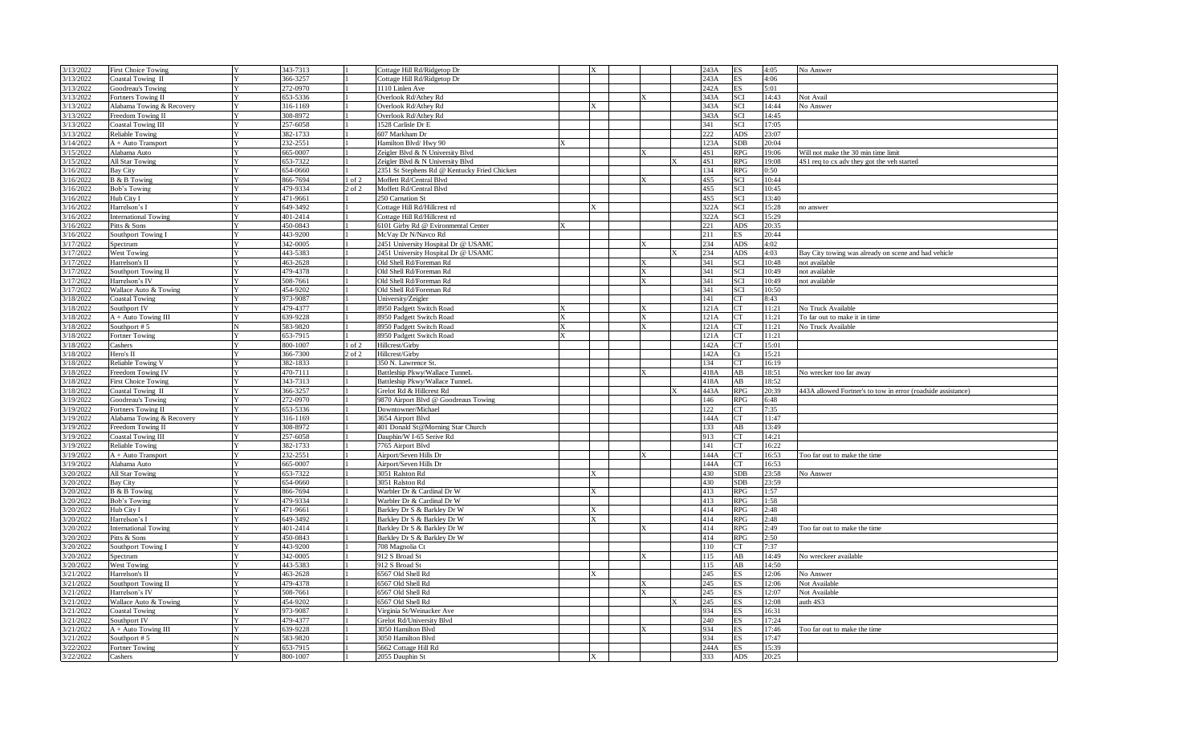| | | | | | | | | | | | | | | |
|---|---|---|---|---|---|---|---|---|---|---|---|---|---|---|
| 3/13/2022 | First Choice Towing | Y | 343-7313 | 1 | Cottage Hill Rd/Ridgetop Dr | | X | | | | 243A | ES | 4:05 | No Answer |
| 3/13/2022 | Coastal Towing II | Y | 366-3257 | 1 | Cottage Hill Rd/Ridgetop Dr | | | | | | 243A | ES | 4:06 | |
| 3/13/2022 | Goodreau's Towing | Y | 272-0970 | 1 | 1110 Linlen Ave | | | | | | 242A | ES | 5:01 | |
| 3/13/2022 | Fortners Towing II | Y | 653-5336 | 1 | Overlook Rd/Athey Rd | | | | X | | 343A | SCI | 14:43 | Not Avail |
| 3/13/2022 | Alabama Towing & Recovery | Y | 316-1169 | 1 | Overlook Rd/Athey Rd | | X | | | | 343A | SCI | 14:44 | No Answer |
| 3/13/2022 | Freedom Towing II | Y | 308-8972 | 1 | Overlook Rd/Athey Rd | | | | | | 343A | SCI | 14:45 | |
| 3/13/2022 | Coastal Towing III | Y | 257-6058 | 1 | 1528 Carlisle Dr E | | | | | | 341 | SCI | 17:05 | |
| 3/13/2022 | Reliable Towing | Y | 382-1733 | 1 | 607 Markham Dr | | | | | | 222 | ADS | 23:07 | |
| 3/14/2022 | A + Auto Transport | Y | 232-2551 | 1 | Hamilton Blvd/ Hwy 90 | X | | | | | 123A | SDB | 20:04 | |
| 3/15/2022 | Alabama Auto | Y | 665-0007 | 1 | Zeigler Blvd & N University Blvd | | | | X | | 4S1 | RPG | 19:06 | Will not make the 30 min time limit |
| 3/15/2022 | All Star Towing | Y | 653-7322 | 1 | Zeigler Blvd & N University Blvd | | | | | X | 4S1 | RPG | 19:08 | 4S1 req to cx adv they got the veh started |
| 3/16/2022 | Bay City | Y | 654-0660 | 1 | 2351 St Stephens Rd @ Kentucky Fried Chicken | | | | | | 134 | RPG | 0:50 | |
| 3/16/2022 | B & B Towing | Y | 866-7694 | 1 of 2 | Moffett Rd/Central Blvd | | | | X | | 4S5 | SCI | 10:44 | |
| 3/16/2022 | Bob's Towing | Y | 479-9334 | 2 of 2 | Moffett Rd/Central Blvd | | | | | | 4S5 | SCI | 10:45 | |
| 3/16/2022 | Hub City I | Y | 471-9661 | 1 | 250 Carnation St | | | | | | 4S5 | SCI | 13:40 | |
| 3/16/2022 | Harrelson's I | Y | 649-3492 | 1 | Cottage Hill Rd/Hillcrest rd | | X | | | | 322A | SCI | 15:28 | no answer |
| 3/16/2022 | International Towing | Y | 401-2414 | 1 | Cottage Hill Rd/Hillcrest rd | | | | | | 322A | SCI | 15:29 | |
| 3/16/2022 | Pitts & Sons | Y | 450-0843 | 1 | 6101 Girby Rd @ Evironmental Center | X | | | | | 221 | ADS | 20:35 | |
| 3/16/2022 | Southport Towing I | Y | 443-9200 | 1 | McVay Dr N/Navco Rd | | | | | | 211 | ES | 20:44 | |
| 3/17/2022 | Spectrum | Y | 342-0005 | 1 | 2451 University Hospital Dr @ USAMC | | | | X | | 234 | ADS | 4:02 | |
| 3/17/2022 | West Towing | Y | 443-5383 | 1 | 2451 University Hospital Dr @ USAMC | | | | | X | 234 | ADS | 4:03 | Bay City towing was already on scene and had vehicle |
| 3/17/2022 | Harrelson's II | Y | 463-2628 | 1 | Old Shell Rd/Foreman Rd | | | | X | | 341 | SCI | 10:48 | not available |
| 3/17/2022 | Southport Towing II | Y | 479-4378 | 1 | Old Shell Rd/Foreman Rd | | | | X | | 341 | SCI | 10:49 | not available |
| 3/17/2022 | Harrelson's IV | Y | 508-7661 | 1 | Old Shell Rd/Foreman Rd | | | | X | | 341 | SCI | 10:49 | not available |
| 3/17/2022 | Wallace Auto & Towing | Y | 454-9202 | 1 | Old Shell Rd/Foreman Rd | | | | | | 341 | SCI | 10:50 | |
| 3/18/2022 | Coastal Towing | Y | 973-9087 | 1 | University/Zeigler | | | | | | 141 | CT | 8:43 | |
| 3/18/2022 | Southport IV | Y | 479-4377 | 1 | 8950 Padgett Switch Road | X | | | X | | 121A | CT | 11:21 | No Truck Available |
| 3/18/2022 | A + Auto Towing III | Y | 639-9228 | 1 | 8950 Padgett Switch Road | X | | | X | | 121A | CT | 11:21 | To far out to make it in time |
| 3/18/2022 | Southport # 5 | N | 583-9820 | 1 | 8950 Padgett Switch Road | X | | | X | | 121A | CT | 11:21 | No Truck Available |
| 3/18/2022 | Fortner Towing | Y | 653-7915 | 1 | 8950 Padgett Switch Road | X | | | | | 121A | CT | 11:21 | |
| 3/18/2022 | Cashers | Y | 800-1007 | 1 of 2 | Hillcrest/Girby | | | | | | 142A | CT | 15:01 | |
| 3/18/2022 | Hero's II | Y | 366-7300 | 2 of 2 | Hillcrest/Girby | | | | | | 142A | Ct | 15:21 | |
| 3/18/2022 | Reliable Towing V | Y | 382-1833 | 1 | 350 N. Lawrence St. | | | | | | 134 | CT | 16:19 | |
| 3/18/2022 | Freedom Towing IV | Y | 470-7111 | 1 | Battleship Pkwy/Wallace TunneL | | | | X | | 418A | AB | 18:51 | No wrecker too far away |
| 3/18/2022 | First Choice Towing | Y | 343-7313 | 1 | Battleship Pkwy/Wallace TunneL | | | | | | 418A | AB | 18:52 | |
| 3/18/2022 | Coastal Towing II | Y | 366-3257 | 1 | Grelot Rd & Hillcrest Rd | | | | | X | 443A | RPG | 20:39 | 443A allowed Fortner's to tow in error (roadside assistance) |
| 3/19/2022 | Goodreau's Towing | Y | 272-0970 | 1 | 9870 Airport Blvd @ Goodreaus Towing | | | | | | 146 | RPG | 6:48 | |
| 3/19/2022 | Fortners Towing II | Y | 653-5336 | 1 | Downtowner/Michael | | | | | | 122 | CT | 7:35 | |
| 3/19/2022 | Alabama Towing & Recovery | Y | 316-1169 | 1 | 3654 Airport Blvd | | | | | | 144A | CT | 11:47 | |
| 3/19/2022 | Freedom Towing II | Y | 308-8972 | 1 | 401 Donald St@Morning Star Church | | | | | | 133 | AB | 13:49 | |
| 3/19/2022 | Coastal Towing III | Y | 257-6058 | 1 | Dauphin/W I-65 Serive Rd | | | | | | 913 | CT | 14:21 | |
| 3/19/2022 | Reliable Towing | Y | 382-1733 | 1 | 7765 Airport Blvd | | | | | | 141 | CT | 16:22 | |
| 3/19/2022 | A + Auto Transport | Y | 232-2551 | 1 | Airport/Seven Hills Dr | | | | X | | 144A | CT | 16:53 | Too far out to make the time |
| 3/19/2022 | Alabama Auto | Y | 665-0007 | 1 | Airport/Seven Hills Dr | | | | | | 144A | CT | 16:53 | |
| 3/20/2022 | All Star Towing | Y | 653-7322 | 1 | 3051 Ralston Rd | | X | | | | 430 | SDB | 23:58 | No Answer |
| 3/20/2022 | Bay City | Y | 654-0660 | 1 | 3051 Ralston Rd | | | | | | 430 | SDB | 23:59 | |
| 3/20/2022 | B & B Towing | Y | 866-7694 | 1 | Warbler Dr & Cardinal Dr W | | X | | | | 413 | RPG | 1:57 | |
| 3/20/2022 | Bob's Towing | Y | 479-9334 | 1 | Warbler Dr & Cardinal Dr W | | | | | | 413 | RPG | 1:58 | |
| 3/20/2022 | Hub City I | Y | 471-9661 | 1 | Barkley Dr S & Barkley Dr W | | X | | | | 414 | RPG | 2:48 | |
| 3/20/2022 | Harrelson's I | Y | 649-3492 | 1 | Barkley Dr S & Barkley Dr W | | X | | | | 414 | RPG | 2:48 | |
| 3/20/2022 | International Towing | Y | 401-2414 | 1 | Barkley Dr S & Barkley Dr W | | | | X | | 414 | RPG | 2:49 | Too far out to make the time |
| 3/20/2022 | Pitts & Sons | Y | 450-0843 | 1 | Barkley Dr S & Barkley Dr W | | | | | | 414 | RPG | 2:50 | |
| 3/20/2022 | Southport Towing I | Y | 443-9200 | 1 | 708 Magnolia Ct | | | | | | 110 | CT | 7:37 | |
| 3/20/2022 | Spectrum | Y | 342-0005 | 1 | 912 S Broad St | | | | X | | 115 | AB | 14:49 | No wreckeer available |
| 3/20/2022 | West Towing | Y | 443-5383 | 1 | 912 S Broad St | | | | | | 115 | AB | 14:50 | |
| 3/21/2022 | Harrelson's II | Y | 463-2628 | 1 | 6567 Old Shell Rd | | X | | | | 245 | ES | 12:06 | No Answer |
| 3/21/2022 | Southport Towing II | Y | 479-4378 | 1 | 6567 Old Shell Rd | | | | X | | 245 | ES | 12:06 | Not Available |
| 3/21/2022 | Harrelson's IV | Y | 508-7661 | 1 | 6567 Old Shell Rd | | | | X | | 245 | ES | 12:07 | Not Available |
| 3/21/2022 | Wallace Auto & Towing | Y | 454-9202 | 1 | 6567 Old Shell Rd | | | | | X | 245 | ES | 12:08 | auth 4S3 |
| 3/21/2022 | Coastal Towing | Y | 973-9087 | 1 | Virginia St/Weinacker Ave | | | | | | 934 | ES | 16:31 | |
| 3/21/2022 | Southport IV | Y | 479-4377 | 1 | Grelot Rd/University Blvd | | | | | | 240 | ES | 17:24 | |
| 3/21/2022 | A + Auto Towing III | Y | 639-9228 | 1 | 3050 Hamilton Blvd | | | | X | | 934 | ES | 17:46 | Too far out to make the time |
| 3/21/2022 | Southport # 5 | N | 583-9820 | 1 | 3050 Hamilton Blvd | | | | | | 934 | ES | 17:47 | |
| 3/22/2022 | Fortner Towing | Y | 653-7915 | 1 | 5662 Cottage Hill Rd | | | | | | 244A | ES | 15:39 | |
| 3/22/2022 | Cashers | Y | 800-1007 | 1 | 2055 Dauphin St | | X | | | | 333 | ADS | 20:25 | |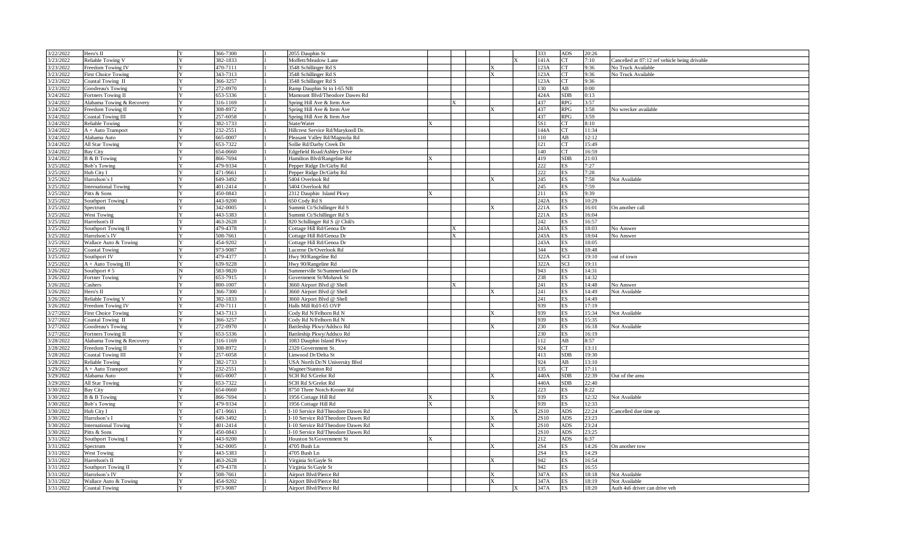| | | | | | | | | | | | | | | |
|---|---|---|---|---|---|---|---|---|---|---|---|---|---|---|
| 3/22/2022 | Hero's II | Y | 366-7300 | 1 | 2055 Dauphin St | | | | | | 333 | ADS | 20:26 | |
| 3/23/2022 | Reliable Towing V | Y | 382-1833 | 1 | Moffett/Meadow Lane | | | | | X | 141A | CT | 7:10 | Cancelled at 07:12 ref vehicle being drivable |
| 3/23/2022 | Freedom Towing IV | Y | 470-7111 | 1 | 3548 Schillinger Rd S | | | | X | | 123A | CT | 9:36 | No Truck Available |
| 3/23/2022 | First Choice Towing | Y | 343-7313 | 1 | 3548 Schillinger Rd S | | | | X | | 123A | CT | 9:36 | No Truck Available |
| 3/23/2022 | Coastal Towing II | Y | 366-3257 | 1 | 3548 Schillinger Rd S | | | | | | 123A | CT | 9:36 | |
| 3/23/2022 | Goodreau's Towing | Y | 272-0970 | 1 | Ramp Dauphin St to I-65 NB | | | | | | 130 | AB | 0:00 | |
| 3/24/2022 | Fortners Towing II | Y | 653-5336 | 1 | Mamount Blvd/Theodore Dawes Rd | | | | | | 424A | SDB | 0:13 | |
| 3/24/2022 | Alabama Towing & Recovery | Y | 316-1169 | 1 | Spring Hill Ave & Item Ave | | X | | | | 437 | RPG | 3:57 | |
| 3/24/2022 | Freedom Towing II | Y | 308-8972 | 1 | Spring Hill Ave & Item Ave | | | | X | | 437 | RPG | 3:58 | No wrecker available |
| 3/24/2022 | Coastal Towing III | Y | 257-6058 | 1 | Spring Hill Ave & Item Ave | | | | | | 437 | RPG | 3:59 | |
| 3/24/2022 | Reliable Towing | Y | 382-1733 | 1 | State/Water | X | | | | | 5S1 | CT | 8:10 | |
| 3/24/2022 | A + Auto Transport | Y | 232-2551 | 1 | Hillcrest Service Rd/Maryknoll Dr. | | | | | | 144A | CT | 11:34 | |
| 3/24/2022 | Alabama Auto | Y | 665-0007 | 1 | Pleasant Valley Rd/Magnolia Rd | | | | | | 110 | AB | 12:12 | |
| 3/24/2022 | All Star Towing | Y | 653-7322 | 1 | Sollie Rd/Darby Creek Dr | | | | | | 121 | CT | 15:49 | |
| 3/24/2022 | Bay City | Y | 654-0660 | 1 | Edgefield Road/Ashley Drive | | | | | | 140 | CT | 16:59 | |
| 3/24/2022 | B & B Towing | Y | 866-7694 | 1 | Hamilton Blvd/Rangeline Rd | X | | | | | 419 | SDB | 21:03 | |
| 3/25/2022 | Bob's Towing | Y | 479-9334 | 1 | Pepper Ridge Dr/Girby Rd | | | | | | 222 | ES | 7:27 | |
| 3/25/2022 | Hub City I | Y | 471-9661 | 1 | Pepper Ridge Dr/Girby Rd | | | | | | 222 | ES | 7:28 | |
| 3/25/2022 | Harrelson's I | Y | 649-3492 | 1 | 5404 Overlook Rd | | | | X | | 245 | ES | 7:58 | Not Available |
| 3/25/2022 | International Towing | Y | 401-2414 | 1 | 5404 Overlook Rd | | | | | | 245 | ES | 7:59 | |
| 3/25/2022 | Pitts & Sons | Y | 450-0843 | 1 | 2312 Dauphin Island Pkwy | X | | | | | 211 | ES | 9:39 | |
| 3/25/2022 | Southport Towing I | Y | 443-9200 | 1 | 650 Cody Rd S | | | | | | 242A | ES | 10:29 | |
| 3/25/2022 | Spectrum | Y | 342-0005 | 1 | Summit Ct/Schillinger Rd S | | | | X | | 221A | ES | 16:01 | On another call |
| 3/25/2022 | West Towing | Y | 443-5383 | 1 | Summit Ct/Schillinger Rd S | | | | | | 221A | ES | 16:04 | |
| 3/25/2022 | Harrelson's II | Y | 463-2628 | 1 | 820 Schillinger Rd S @ Chili's | | | | | | 242 | ES | 16:57 | |
| 3/25/2022 | Southport Towing II | Y | 479-4378 | 1 | Cottage Hill Rd/Genoa Dr | | X | | | | 243A | ES | 18:03 | No Answer |
| 3/25/2022 | Harrelson's IV | Y | 508-7661 | 1 | Cottage Hill Rd/Genoa Dr | | X | | | | 243A | ES | 18:04 | No Answer |
| 3/25/2022 | Wallace Auto & Towing | Y | 454-9202 | 1 | Cottage Hill Rd/Genoa Dr | | | | | | 243A | ES | 18:05 | |
| 3/25/2022 | Coastal Towing | Y | 973-9087 | 1 | Lucerne Dr/Overlook Rd | | | | | | 344 | ES | 18:48 | |
| 3/25/2022 | Southport IV | Y | 479-4377 | 1 | Hwy 90/Rangeline Rd | | | | | | 322A | SCI | 19:10 | out of town |
| 3/25/2022 | A + Auto Towing III | Y | 639-9228 | 1 | Hwy 90/Rangeline Rd | | | | | | 322A | SCI | 19:11 | |
| 3/26/2022 | Southport # 5 | N | 583-9820 | 1 | Summerville St/Summerland Dr | | | | | | 943 | ES | 14:31 | |
| 3/26/2022 | Fortner Towing | Y | 653-7915 | 1 | Government St/Mohawk St | | | | | | 238 | ES | 14:32 | |
| 3/26/2022 | Cashers | Y | 800-1007 | 1 | 3660 Airport Blvd @ Shell | | X | | | | 241 | ES | 14:48 | No Answer |
| 3/26/2022 | Hero's II | Y | 366-7300 | 1 | 3660 Airport Blvd @ Shell | | | | X | | 241 | ES | 14:49 | Not Available |
| 3/26/2022 | Reliable Towing V | Y | 382-1833 | 1 | 3660 Airport Blvd @ Shell | | | | | | 241 | ES | 14:49 | |
| 3/26/2022 | Freedom Towing IV | Y | 470-7111 | 1 | Halls Mill Rd/I-65 OVP | | | | | | 939 | ES | 17:19 | |
| 3/27/2022 | First Choice Towing | Y | 343-7313 | 1 | Cody Rd N/Felhorn Rd N | | | | X | | 939 | ES | 15:34 | Not Available |
| 3/27/2022 | Coastal Towing II | Y | 366-3257 | 1 | Cody Rd N/Felhorn Rd N | | | | | | 939 | ES | 15:35 | |
| 3/27/2022 | Goodreau's Towing | Y | 272-0970 | 1 | Battleship Pkwy/Addsco Rd | | | | X | | 230 | ES | 16:18 | Not Available |
| 3/27/2022 | Fortners Towing II | Y | 653-5336 | 1 | Battleship Pkwy/Addsco Rd | | | | | | 230 | ES | 16:19 | |
| 3/28/2022 | Alabama Towing & Recovery | Y | 316-1169 | 1 | 1083 Dauphin Island Pkwy | | | | | | 112 | AB | 8:57 | |
| 3/28/2022 | Freedom Towing II | Y | 308-8972 | 1 | 2320 Government St. | | | | | | 924 | CT | 13:11 | |
| 3/28/2022 | Coastal Towing III | Y | 257-6058 | 1 | Linwood Dr/Delta St | | | | | | 413 | SDB | 19:30 | |
| 3/28/2022 | Reliable Towing | Y | 382-1733 | 1 | USA North Dr/N University Blvd | | | | | | 924 | AB | 13:10 | |
| 3/29/2022 | A + Auto Transport | Y | 232-2551 | 1 | Wagner/Stanton Rd | | | | | | 135 | CT | 17:11 | |
| 3/29/2022 | Alabama Auto | Y | 665-0007 | 1 | SCH Rd S/Grelot Rd | | | | X | | 440A | SDB | 22:39 | Out of the area |
| 3/29/2022 | All Star Towing | Y | 653-7322 | 1 | SCH Rd S/Grelot Rd | | | | | | 440A | SDB | 22:40 | |
| 3/30/2022 | Bay City | Y | 654-0660 | 1 | 8750 Three Notch-Kroner Rd | | | | | | 223 | ES | 8:22 | |
| 3/30/2022 | B & B Towing | Y | 866-7694 | 1 | 1956 Cottage Hill Rd | X | | | X | | 939 | ES | 12:32 | Not Available |
| 3/30/2022 | Bob's Towing | Y | 479-9334 | 1 | 1956 Cottage Hill Rd | X | | | | | 939 | ES | 12:33 | |
| 3/30/2022 | Hub City I | Y | 471-9661 | 1 | I-10 Service Rd/Theodore Dawes Rd | | | | | X | 2S10 | ADS | 22:24 | Cancelled due time up |
| 3/30/2022 | Harrelson's I | Y | 649-3492 | 1 | I-10 Service Rd/Theodore Dawes Rd | | | | X | | 2S10 | ADS | 23:23 | |
| 3/30/2022 | International Towing | Y | 401-2414 | 1 | I-10 Service Rd/Theodore Dawes Rd | | | | X | | 2S10 | ADS | 23:24 | |
| 3/30/2022 | Pitts & Sons | Y | 450-0843 | 1 | I-10 Service Rd/Theodore Dawes Rd | | | | | | 2S10 | ADS | 23:25 | |
| 3/31/2022 | Southport Towing I | Y | 443-9200 | 1 | Houston St/Government St | X | | | | | 212 | ADS | 6:37 | |
| 3/31/2022 | Spectrum | Y | 342-0005 | 1 | 4705 Bush Ln | | | | X | | 2S4 | ES | 14:26 | On another tow |
| 3/31/2022 | West Towing | Y | 443-5383 | 1 | 4705 Bush Ln | | | | | | 2S4 | ES | 14:29 | |
| 3/31/2022 | Harrelson's II | Y | 463-2628 | 1 | Virginia St/Gayle St | | | | X | | 942 | ES | 16:54 | |
| 3/31/2022 | Southport Towing II | Y | 479-4378 | 1 | Virginia St/Gayle St | | | | | | 942 | ES | 16:55 | |
| 3/31/2022 | Harrelson's IV | Y | 508-7661 | 1 | Airport Blvd/Pierce Rd | | | | X | | 347A | ES | 18:18 | Not Available |
| 3/31/2022 | Wallace Auto & Towing | Y | 454-9202 | 1 | Airport Blvd/Pierce Rd | | | | X | | 347A | ES | 18:19 | Not Available |
| 3/31/2022 | Coastal Towing | Y | 973-9087 | 1 | Airport Blvd/Pierce Rd | | | | | X | 347A | ES | 18:20 | Auth 4s6 driver can drive veh |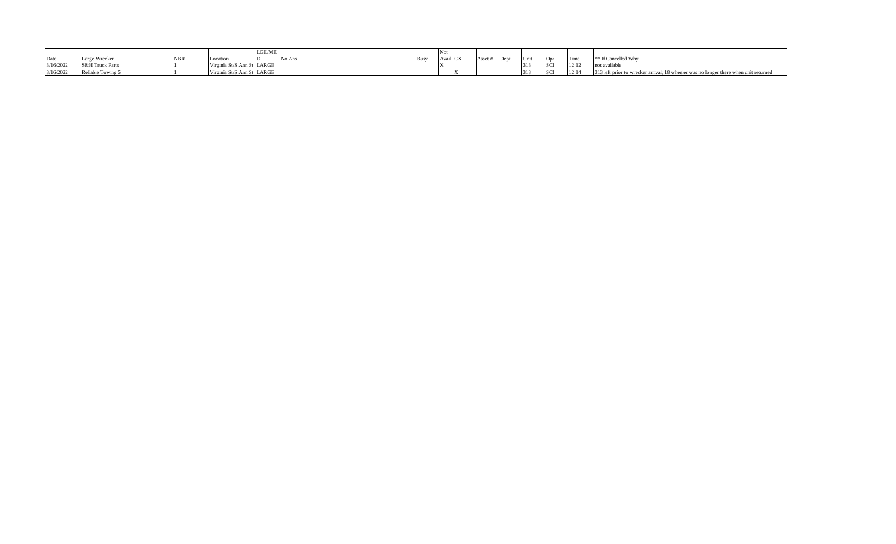| Date | Large Wrecker | NBR | Location | LGE/MED | No Ans | Busy | Not Avail | CX | Asset # | Dept | Unit | Opr | Time | ** If Cancelled Why |
|---|---|---|---|---|---|---|---|---|---|---|---|---|---|---|
| 3/16/2022 | S&H Truck Parts | 1 | Virginia St/S Ann St | LARGE | | | X | | | | 313 | SCI | 12:12 | not available |
| 3/16/2022 | Reliable Towing 5 | 1 | Virginia St/S Ann St | LARGE | | | | X | | | 313 | SCI | 12:14 | 313 left prior to wrecker arrival; 18 wheeler was no longer there when unit returned |